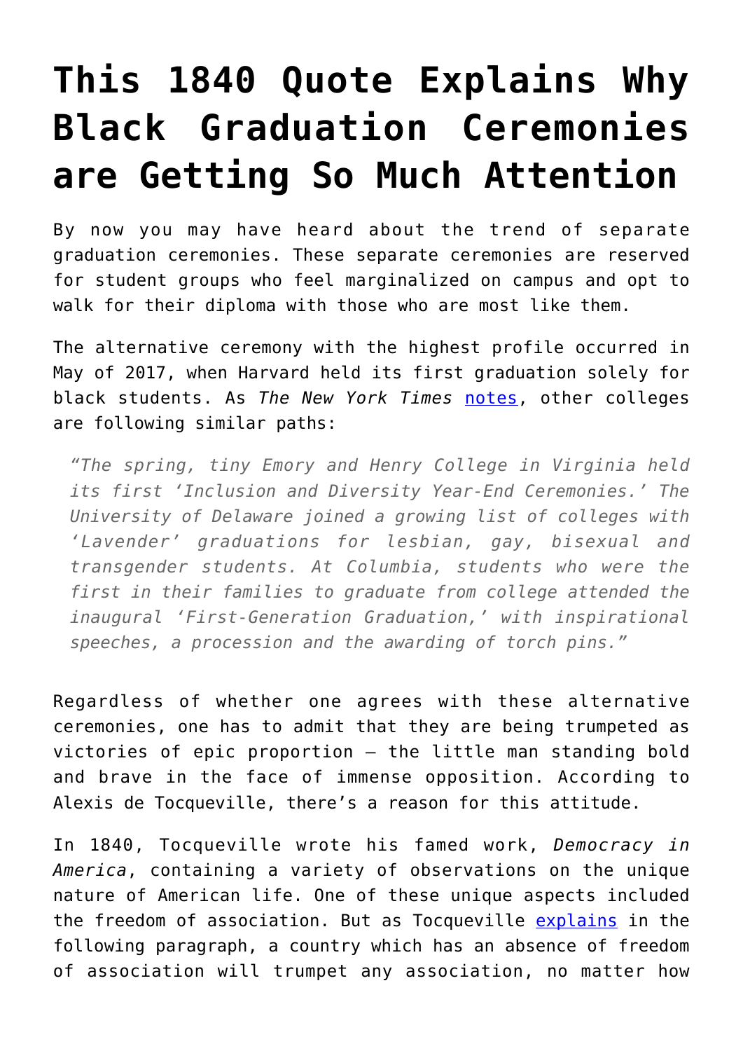# This 1840 Quote Explains Why Black Graduation Ceremonies are Getting So Much Attention

By now you may have heard about the trend of separate graduation ceremonies. These separate ceremonies are reserved for student groups who feel marginalized on campus and opt to walk for their diploma with those who are most like them.

The alternative ceremony with the highest profile occurred in May of 2017, when Harvard held its first graduation solely for black students. As *The New York Times* [notes](), other colleges are following similar paths:

> *"The spring, tiny Emory and Henry College in Virginia held its first 'Inclusion and Diversity Year-End Ceremonies.' The University of Delaware joined a growing list of colleges with 'Lavender' graduations for lesbian, gay, bisexual and transgender students. At Columbia, students who were the first in their families to graduate from college attended the inaugural 'First-Generation Graduation,' with inspirational speeches, a procession and the awarding of torch pins."*

Regardless of whether one agrees with these alternative ceremonies, one has to admit that they are being trumpeted as victories of epic proportion – the little man standing bold and brave in the face of immense opposition. According to Alexis de Tocqueville, there's a reason for this attitude.

In 1840, Tocqueville wrote his famed work, *Democracy in America*, containing a variety of observations on the unique nature of American life. One of these unique aspects included the freedom of association. But as Tocqueville [explains]() in the following paragraph, a country which has an absence of freedom of association will trumpet any association, no matter how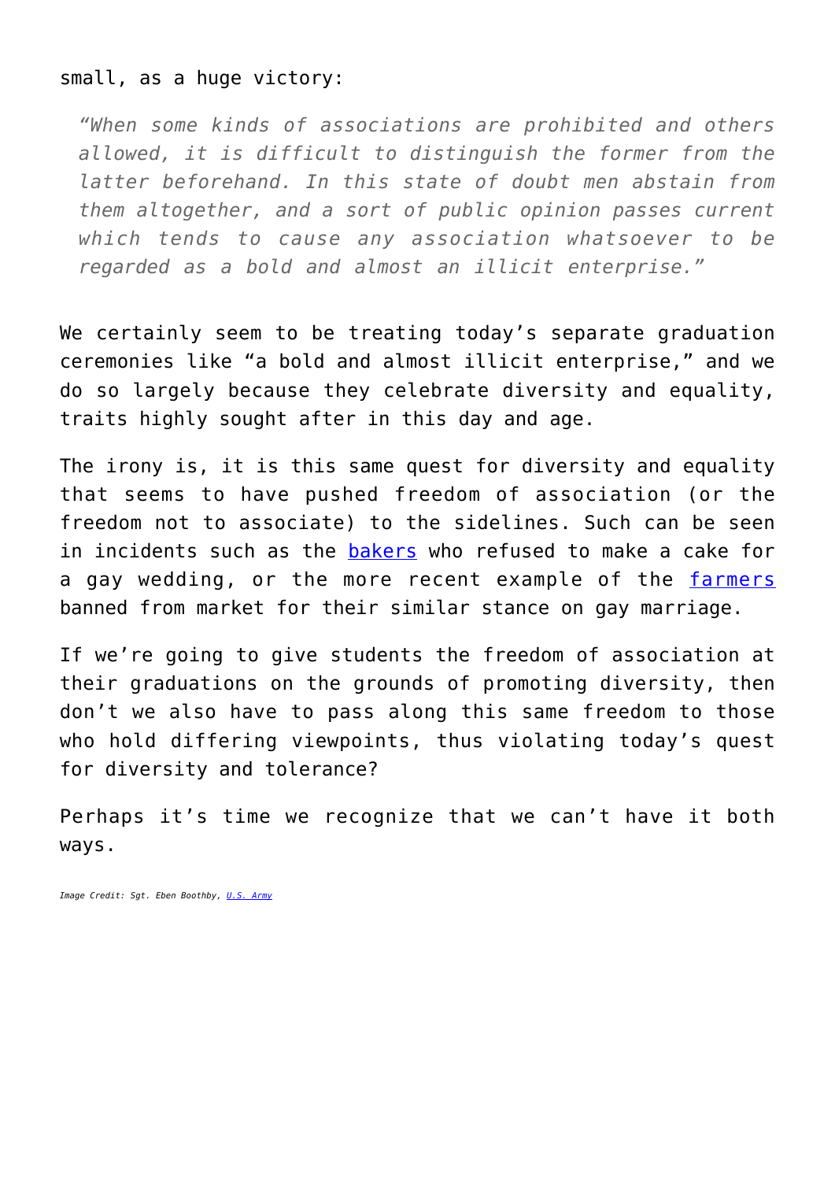small, as a huge victory:

> *"When some kinds of associations are prohibited and others allowed, it is difficult to distinguish the former from the latter beforehand. In this state of doubt men abstain from them altogether, and a sort of public opinion passes current which tends to cause any association whatsoever to be regarded as a bold and almost an illicit enterprise."*

We certainly seem to be treating today's separate graduation ceremonies like "a bold and almost illicit enterprise," and we do so largely because they celebrate diversity and equality, traits highly sought after in this day and age.

The irony is, it is this same quest for diversity and equality that seems to have pushed freedom of association (or the freedom not to associate) to the sidelines. Such can be seen in incidents such as the [bakers] who refused to make a cake for a gay wedding, or the more recent example of the [farmers] banned from market for their similar stance on gay marriage.

If we're going to give students the freedom of association at their graduations on the grounds of promoting diversity, then don't we also have to pass along this same freedom to those who hold differing viewpoints, thus violating today's quest for diversity and tolerance?

Perhaps it's time we recognize that we can't have it both ways.

*Image Credit: Sgt. Eben Boothby, U.S. Army*